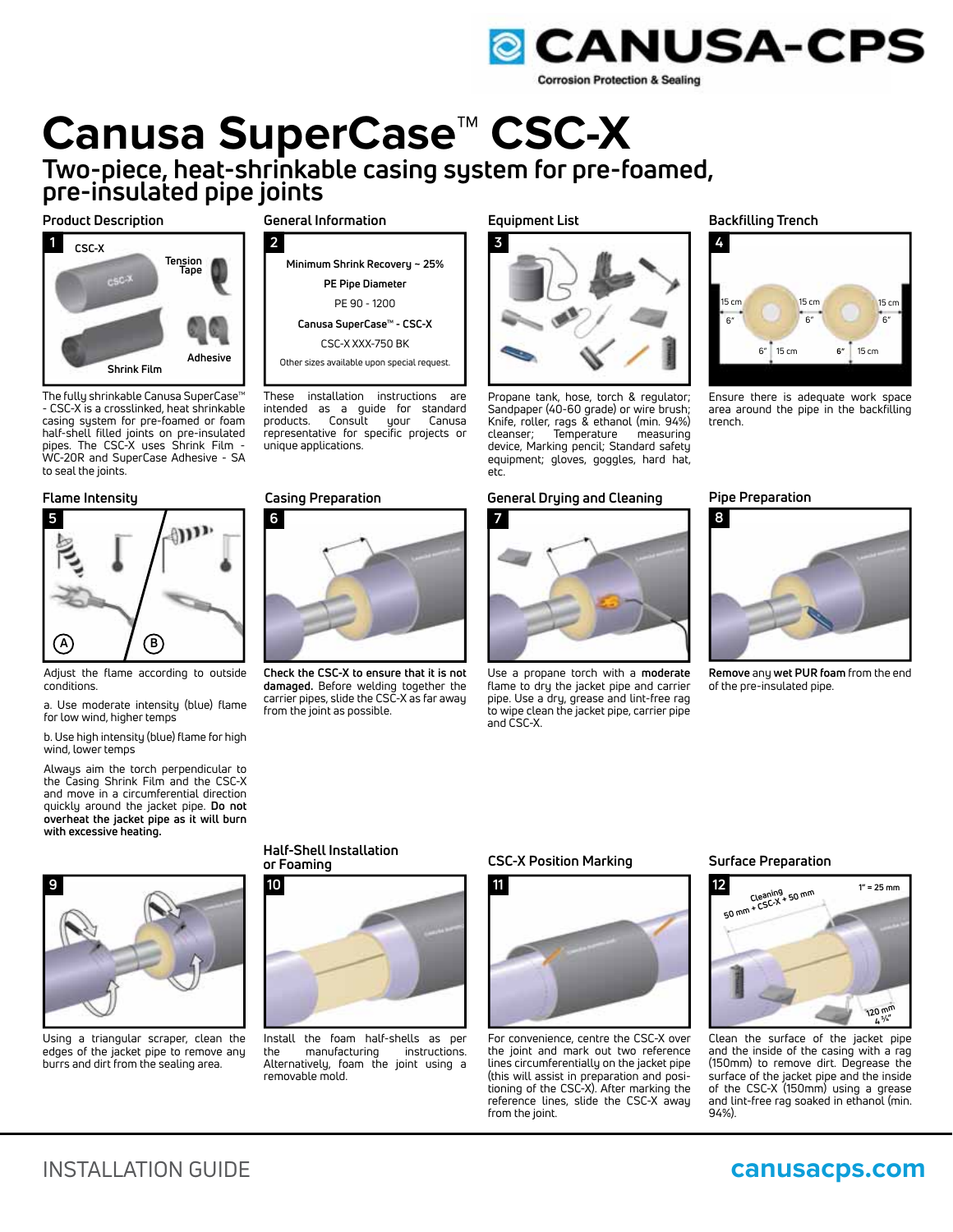CANUSA-CPS

Corrosion Protection & Sealing

# Canusa SuperCase™ CSC-X

## Two-piece, heat-shrinkable casing system for pre-foamed, pre-insulated pipe joints

### Product Description

1

CSC-X

Tension Tape

Shrink Film

Adhesive

The fully shrinkable Canusa SuperCase™ - CSC-X is a crosslinked, heat shrinkable casing system for pre-foamed or foam half-shell filled joints on pre-insulated pipes. The CSC-X uses Shrink Film - WC-20R and SuperCase Adhesive - SA to seal the joints.

### General Information

2

**Minimum Shrink Recovery ~ 25%**

**PE Pipe Diameter**

PE 90 - 1200

**Canusa SuperCase™ - CSC-X**

CSC-X XXX-750 BK

Other sizes available upon special request.

These installation instructions are intended as a guide for standard products. Consult your Canusa representative for specific projects or unique applications.

### Equipment List

3

Propane tank, hose, torch & regulator; Sandpaper (40-60 grade) or wire brush; Knife, roller, rags & ethanol (min. 94%) cleanser; Temperature measuring device, Marking pencil; Standard safety equipment; gloves, goggles, hard hat, etc.

### Backfilling Trench

4

15 cm / 6" — 15 cm / 6" — 15 cm / 6" — 6" 15 cm — 6" 15 cm

Ensure there is adequate work space area around the pipe in the backfilling trench.

### Flame Intensity

5

Adjust the flame according to outside conditions.

a. Use moderate intensity (blue) flame for low wind, higher temps

b. Use high intensity (blue) flame for high wind, lower temps

Always aim the torch perpendicular to the Casing Shrink Film and the CSC-X and move in a circumferential direction quickly around the jacket pipe. **Do not overheat the jacket pipe as it will burn with excessive heating.**

### Casing Preparation

6

**Check the CSC-X to ensure that it is not damaged.** Before welding together the carrier pipes, slide the CSC-X as far away from the joint as possible.

### General Drying and Cleaning

7

Use a propane torch with a **moderate** flame to dry the jacket pipe and carrier pipe. Use a dry, grease and lint-free rag to wipe clean the jacket pipe, carrier pipe and CSC-X.

### Pipe Preparation

8

**Remove** any **wet PUR foam** from the end of the pre-insulated pipe.

9

Using a triangular scraper, clean the edges of the jacket pipe to remove any burrs and dirt from the sealing area.

### Half-Shell Installation or Foaming

10

Install the foam half-shells as per the manufacturing instructions. Alternatively, foam the joint using a removable mold.

### CSC-X Position Marking

11

For convenience, centre the CSC-X over the joint and mark out two reference lines circumferentially on the jacket pipe (this will assist in preparation and positioning of the CSC-X). After marking the reference lines, slide the CSC-X away from the joint.

### Surface Preparation

12

Cleaning 50 mm + CSC-X + 50 mm

1" = 25 mm

120 mm 4 ¾"

Clean the surface of the jacket pipe and the inside of the casing with a rag (150mm) to remove dirt. Degrease the surface of the jacket pipe and the inside of the CSC-X (150mm) using a grease and lint-free rag soaked in ethanol (min. 94%).

INSTALLATION GUIDE

canusacps.com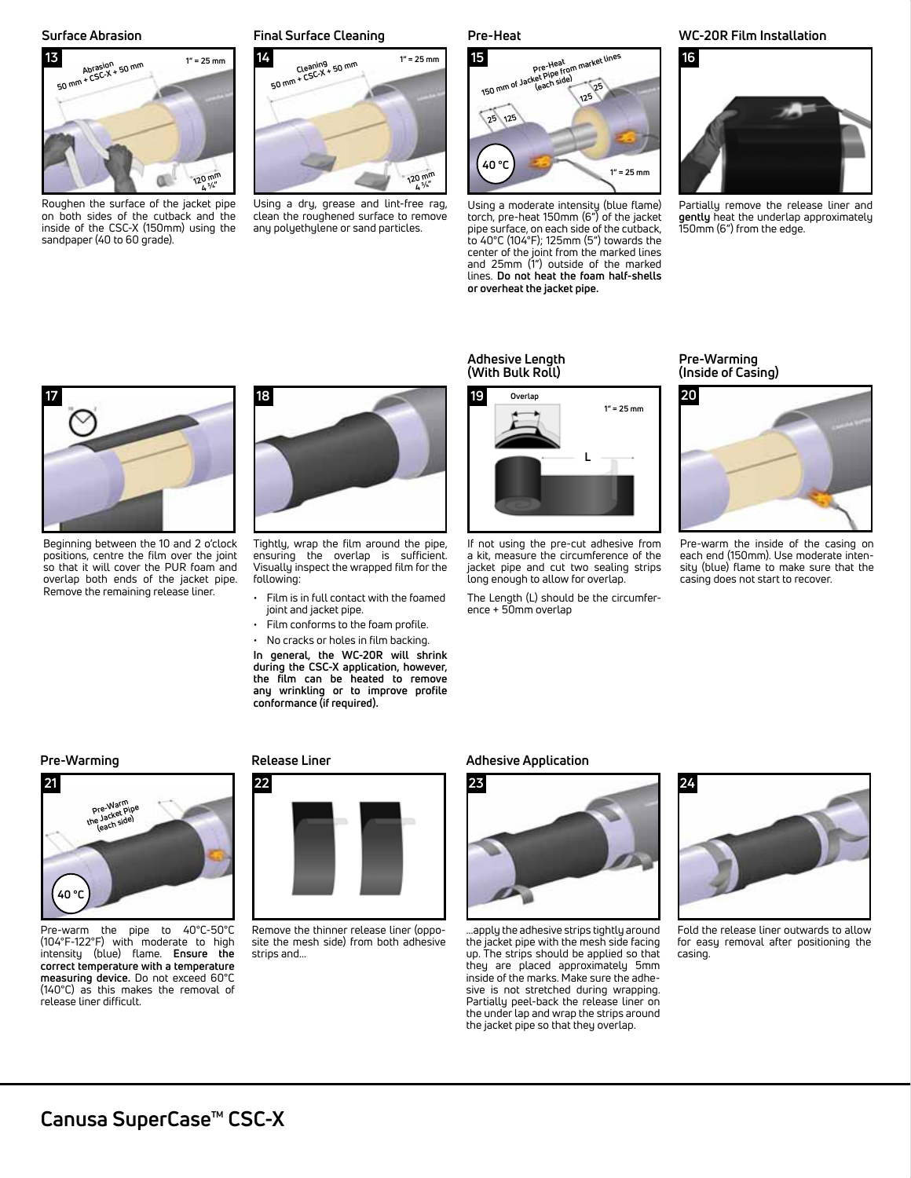### Surface Abrasion

**13**

Roughen the surface of the jacket pipe on both sides of the cutback and the inside of the CSC-X (150mm) using the sandpaper (40 to 60 grade).

### Final Surface Cleaning

**14**

Using a dry, grease and lint-free rag, clean the roughened surface to remove any polyethylene or sand particles.

### Pre-Heat

**15**

Using a moderate intensity (blue flame) torch, pre-heat 150mm (6") of the jacket pipe surface, on each side of the cutback, to 40°C (104°F); 125mm (5") towards the center of the joint from the marked lines and 25mm (1") outside of the marked lines. **Do not heat the foam half-shells or overheat the jacket pipe.**

### WC-20R Film Installation

**16**

Partially remove the release liner and **gently** heat the underlap approximately 150mm (6") from the edge.

**17**

Beginning between the 10 and 2 o'clock positions, centre the film over the joint so that it will cover the PUR foam and overlap both ends of the jacket pipe. Remove the remaining release liner.

**18**

Tightly, wrap the film around the pipe, ensuring the overlap is sufficient. Visually inspect the wrapped film for the following:

- Film is in full contact with the foamed joint and jacket pipe.
- Film conforms to the foam profile.
- No cracks or holes in film backing.

**In general, the WC-20R will shrink during the CSC-X application, however, the film can be heated to remove any wrinkling or to improve profile conformance (if required).**

### Adhesive Length (With Bulk Roll)

**19**

If not using the pre-cut adhesive from a kit, measure the circumference of the jacket pipe and cut two sealing strips long enough to allow for overlap.

The Length (L) should be the circumference + 50mm overlap

### Pre-Warming (Inside of Casing)

**20**

Pre-warm the inside of the casing on each end (150mm). Use moderate intensity (blue) flame to make sure that the casing does not start to recover.

### Pre-Warming

**21**

Pre-warm the pipe to 40°C-50°C (104°F-122°F) with moderate to high intensity (blue) flame. **Ensure the correct temperature with a temperature measuring device.** Do not exceed 60°C (140°C) as this makes the removal of release liner difficult.

### Release Liner

**22**

Remove the thinner release liner (opposite the mesh side) from both adhesive strips and...

### Adhesive Application

**23**

...apply the adhesive strips tightly around the jacket pipe with the mesh side facing up. The strips should be applied so that they are placed approximately 5mm inside of the marks. Make sure the adhesive is not stretched during wrapping. Partially peel-back the release liner on the under lap and wrap the strips around the jacket pipe so that they overlap.

**24**

Fold the release liner outwards to allow for easy removal after positioning the casing.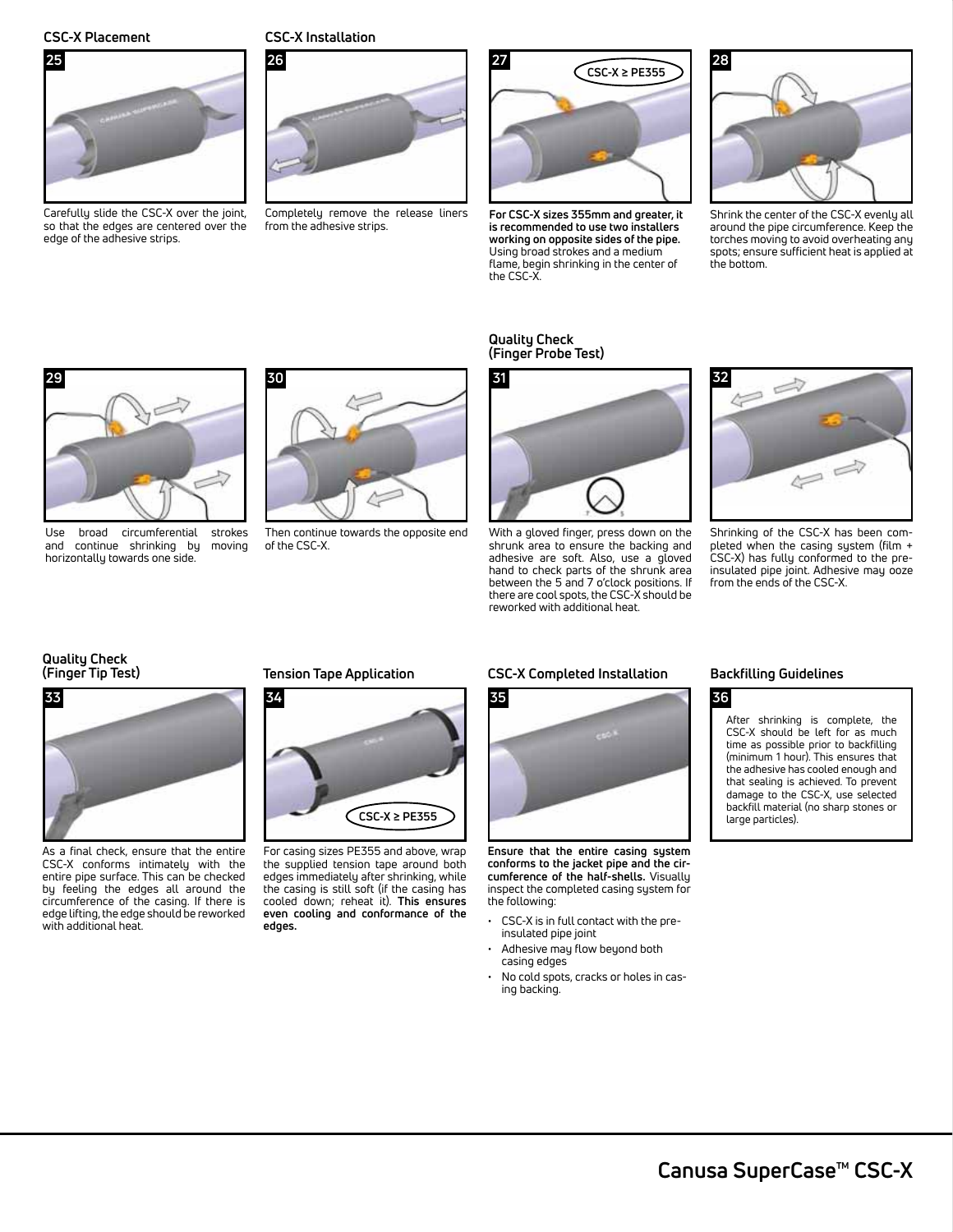## CSC-X Placement

**25**

Carefully slide the CSC-X over the joint, so that the edges are centered over the edge of the adhesive strips.

## CSC-X Installation

**26**

Completely remove the release liners from the adhesive strips.

**27**

CSC-X ≥ PE355

**For CSC-X sizes 355mm and greater, it is recommended to use two installers working on opposite sides of the pipe.** Using broad strokes and a medium flame, begin shrinking in the center of the CSC-X.

**28**

Shrink the center of the CSC-X evenly all around the pipe circumference. Keep the torches moving to avoid overheating any spots; ensure sufficient heat is applied at the bottom.

**29**

Use broad circumferential strokes and continue shrinking by moving horizontally towards one side.

**30**

Then continue towards the opposite end of the CSC-X.

## Quality Check (Finger Probe Test)

**31**

With a gloved finger, press down on the shrunk area to ensure the backing and adhesive are soft. Also, use a gloved hand to check parts of the shrunk area between the 5 and 7 o'clock positions. If there are cool spots, the CSC-X should be reworked with additional heat.

**32**

Shrinking of the CSC-X has been completed when the casing system (film + CSC-X) has fully conformed to the pre-insulated pipe joint. Adhesive may ooze from the ends of the CSC-X.

## Quality Check (Finger Tip Test)

**33**

As a final check, ensure that the entire CSC-X conforms intimately with the entire pipe surface. This can be checked by feeling the edges all around the circumference of the casing. If there is edge lifting, the edge should be reworked with additional heat.

## Tension Tape Application

**34**

CSC-X ≥ PE355

For casing sizes PE355 and above, wrap the supplied tension tape around both edges immediately after shrinking, while the casing is still soft (if the casing has cooled down; reheat it). **This ensures even cooling and conformance of the edges.**

## CSC-X Completed Installation

**35**

**Ensure that the entire casing system conforms to the jacket pipe and the circumference of the half-shells.** Visually inspect the completed casing system for the following:

- CSC-X is in full contact with the pre-insulated pipe joint
- Adhesive may flow beyond both casing edges
- No cold spots, cracks or holes in casing backing.

## Backfilling Guidelines

**36**

After shrinking is complete, the CSC-X should be left for as much time as possible prior to backfilling (minimum 1 hour). This ensures that the adhesive has cooled enough and that sealing is achieved. To prevent damage to the CSC-X, use selected backfill material (no sharp stones or large particles).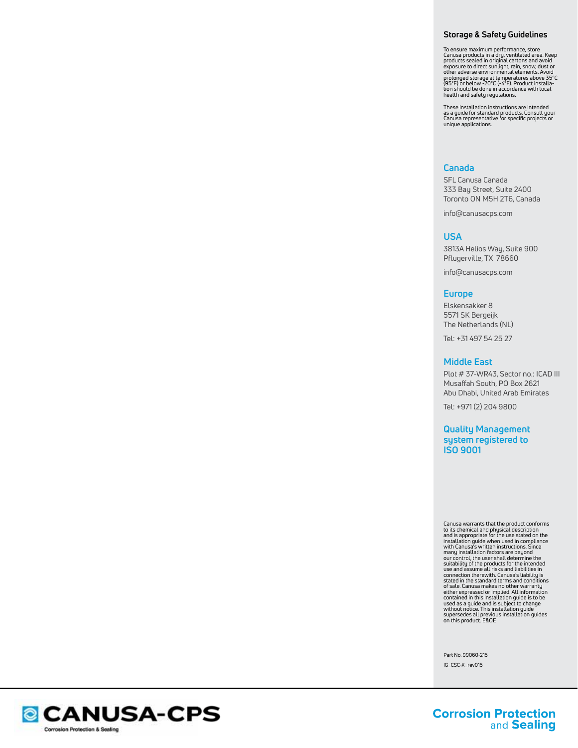## Storage & Safety Guidelines

To ensure maximum performance, store Canusa products in a dry, ventilated area. Keep products sealed in original cartons and avoid exposure to direct sunlight, rain, snow, dust or other adverse environmental elements. Avoid prolonged storage at temperatures above 35°C (95°F) or below -20°C (-4°F). Product installation should be done in accordance with local health and safety regulations.

These installation instructions are intended as a guide for standard products. Consult your Canusa representative for specific projects or unique applications.

## Canada

SFL Canusa Canada
333 Bay Street, Suite 2400
Toronto ON M5H 2T6, Canada

info@canusacps.com

## USA

3813A Helios Way, Suite 900
Pflugerville, TX 78660

info@canusacps.com

## Europe

Elskensakker 8
5571 SK Bergeijk
The Netherlands (NL)

Tel: +31 497 54 25 27

## Middle East

Plot # 37-WR43, Sector no.: ICAD III
Musaffah South, PO Box 2621
Abu Dhabi, United Arab Emirates

Tel: +971 (2) 204 9800

## Quality Management system registered to ISO 9001

Canusa warrants that the product conforms to its chemical and physical description and is appropriate for the use stated on the installation guide when used in compliance with Canusa's written instructions. Since many installation factors are beyond our control, the user shall determine the suitability of the products for the intended use and assume all risks and liabilities in connection therewith. Canusa's liability is stated in the standard terms and conditions of sale. Canusa makes no other warranty either expressed or implied. All information contained in this installation guide is to be used as a guide and is subject to change without notice. This installation guide supersedes all previous installation guides on this product. E&OE

Part No. 99060-215

IG_CSC-X_rev015

CANUSA-CPS
Corrosion Protection & Sealing

Corrosion Protection and Sealing